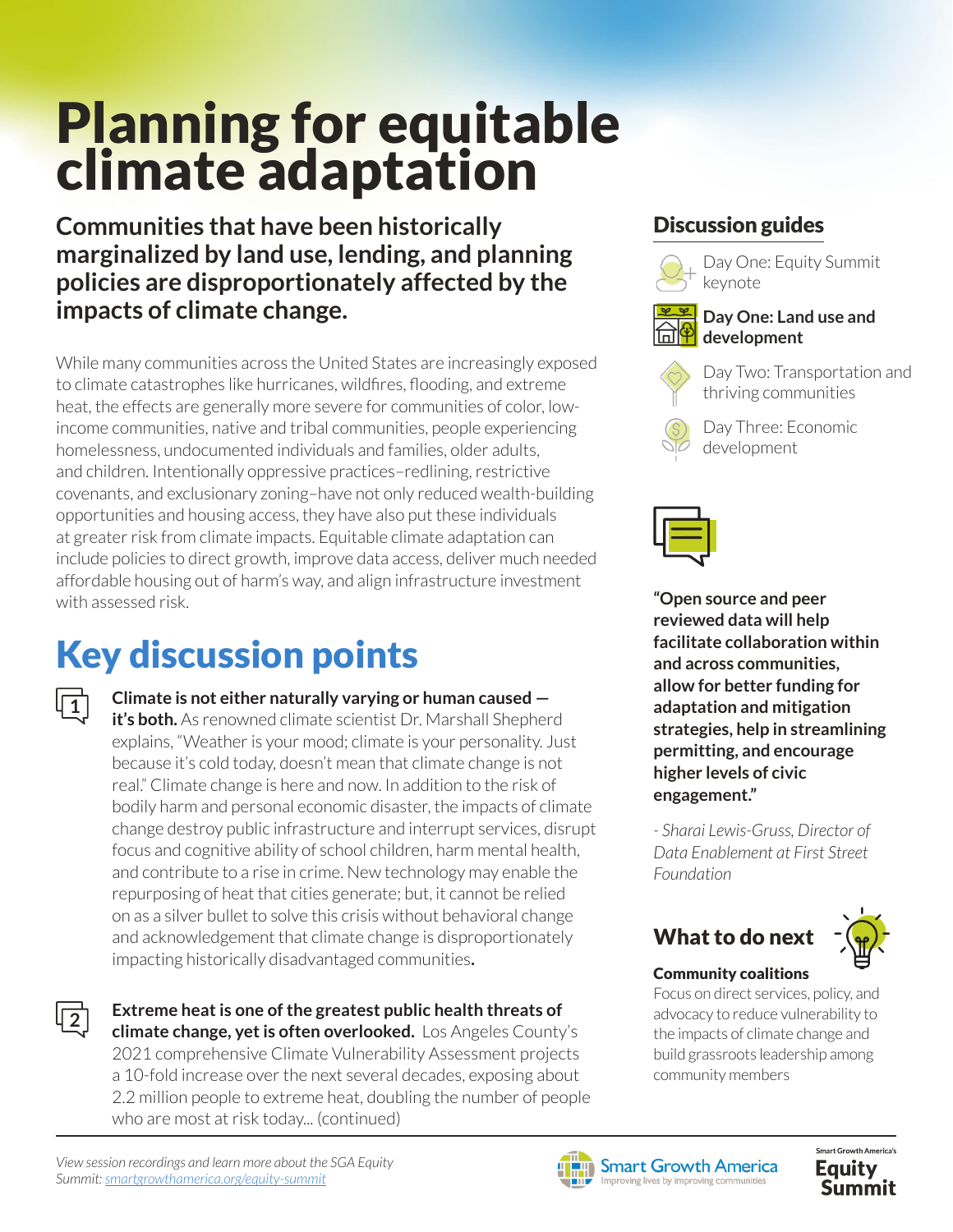# Planning for equitable climate adaptation

**Communities that have been historically marginalized by land use, lending, and planning policies are disproportionately affected by the impacts of climate change.**

While many communities across the United States are increasingly exposed to climate catastrophes like hurricanes, wildfires, flooding, and extreme heat, the effects are generally more severe for communities of color, low-income communities, native and tribal communities, people experiencing homelessness, undocumented individuals and families, older adults, and children. Intentionally oppressive practices–redlining, restrictive covenants, and exclusionary zoning–have not only reduced wealth-building opportunities and housing access, they have also put these individuals at greater risk from climate impacts. Equitable climate adaptation can include policies to direct growth, improve data access, deliver much needed affordable housing out of harm's way, and align infrastructure investment with assessed risk.

## Key discussion points

1. **Climate is not either naturally varying or human caused — it's both.** As renowned climate scientist Dr. Marshall Shepherd explains, "Weather is your mood; climate is your personality. Just because it's cold today, doesn't mean that climate change is not real." Climate change is here and now. In addition to the risk of bodily harm and personal economic disaster, the impacts of climate change destroy public infrastructure and interrupt services, disrupt focus and cognitive ability of school children, harm mental health, and contribute to a rise in crime. New technology may enable the repurposing of heat that cities generate; but, it cannot be relied on as a silver bullet to solve this crisis without behavioral change and acknowledgement that climate change is disproportionately impacting historically disadvantaged communities.

2. **Extreme heat is one of the greatest public health threats of climate change, yet is often overlooked.** Los Angeles County's 2021 comprehensive Climate Vulnerability Assessment projects a 10-fold increase over the next several decades, exposing about 2.2 million people to extreme heat, doubling the number of people who are most at risk today... (continued)

## Discussion guides

- Day One: Equity Summit keynote
- **Day One: Land use and development**
- Day Two: Transportation and thriving communities
- Day Three: Economic development

**"Open source and peer reviewed data will help facilitate collaboration within and across communities, allow for better funding for adaptation and mitigation strategies, help in streamlining permitting, and encourage higher levels of civic engagement."**

*- Sharai Lewis-Gruss, Director of Data Enablement at First Street Foundation*

## What to do next

**Community coalitions**

Focus on direct services, policy, and advocacy to reduce vulnerability to the impacts of climate change and build grassroots leadership among community members

*View session recordings and learn more about the SGA Equity Summit: [smartgrowthamerica.org/equity-summit](smartgrowthamerica.org/equity-summit)*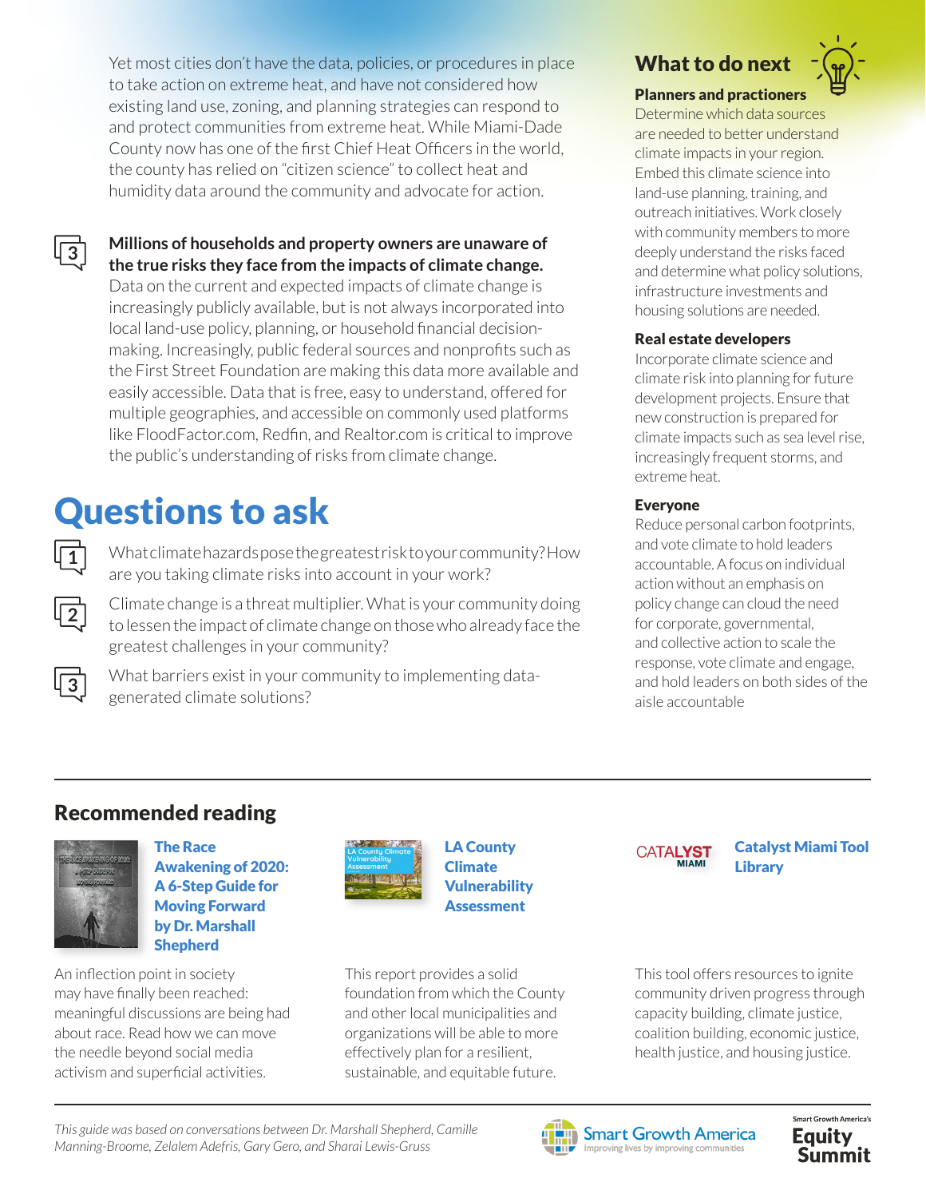Yet most cities don't have the data, policies, or procedures in place to take action on extreme heat, and have not considered how existing land use, zoning, and planning strategies can respond to and protect communities from extreme heat. While Miami-Dade County now has one of the first Chief Heat Officers in the world, the county has relied on "citizen science" to collect heat and humidity data around the community and advocate for action.

3. **Millions of households and property owners are unaware of the true risks they face from the impacts of climate change.** Data on the current and expected impacts of climate change is increasingly publicly available, but is not always incorporated into local land-use policy, planning, or household financial decision-making. Increasingly, public federal sources and nonprofits such as the First Street Foundation are making this data more available and easily accessible. Data that is free, easy to understand, offered for multiple geographies, and accessible on commonly used platforms like FloodFactor.com, Redfin, and Realtor.com is critical to improve the public's understanding of risks from climate change.

# Questions to ask

1. What climate hazards pose the greatest risk to your community? How are you taking climate risks into account in your work?
2. Climate change is a threat multiplier. What is your community doing to lessen the impact of climate change on those who already face the greatest challenges in your community?
3. What barriers exist in your community to implementing data-generated climate solutions?

## What to do next

**Planners and practioners**
Determine which data sources are needed to better understand climate impacts in your region. Embed this climate science into land-use planning, training, and outreach initiatives. Work closely with community members to more deeply understand the risks faced and determine what policy solutions, infrastructure investments and housing solutions are needed.

**Real estate developers**
Incorporate climate science and climate risk into planning for future development projects. Ensure that new construction is prepared for climate impacts such as sea level rise, increasingly frequent storms, and extreme heat.

**Everyone**
Reduce personal carbon footprints, and vote climate to hold leaders accountable. A focus on individual action without an emphasis on policy change can cloud the need for corporate, governmental, and collective action to scale the response, vote climate and engage, and hold leaders on both sides of the aisle accountable

## Recommended reading

**The Race Awakening of 2020: A 6-Step Guide for Moving Forward by Dr. Marshall Shepherd**

An inflection point in society may have finally been reached: meaningful discussions are being had about race. Read how we can move the needle beyond social media activism and superficial activities.

**LA County Climate Vulnerability Assessment**

This report provides a solid foundation from which the County and other local municipalities and organizations will be able to more effectively plan for a resilient, sustainable, and equitable future.

**Catalyst Miami Tool Library**

This tool offers resources to ignite community driven progress through capacity building, climate justice, coalition building, economic justice, health justice, and housing justice.

*This guide was based on conversations between Dr. Marshall Shepherd, Camille Manning-Broome, Zelalem Adefris, Gary Gero, and Sharai Lewis-Gruss*

Smart Growth America — Improving lives by improving communities

Smart Growth America's Equity Summit